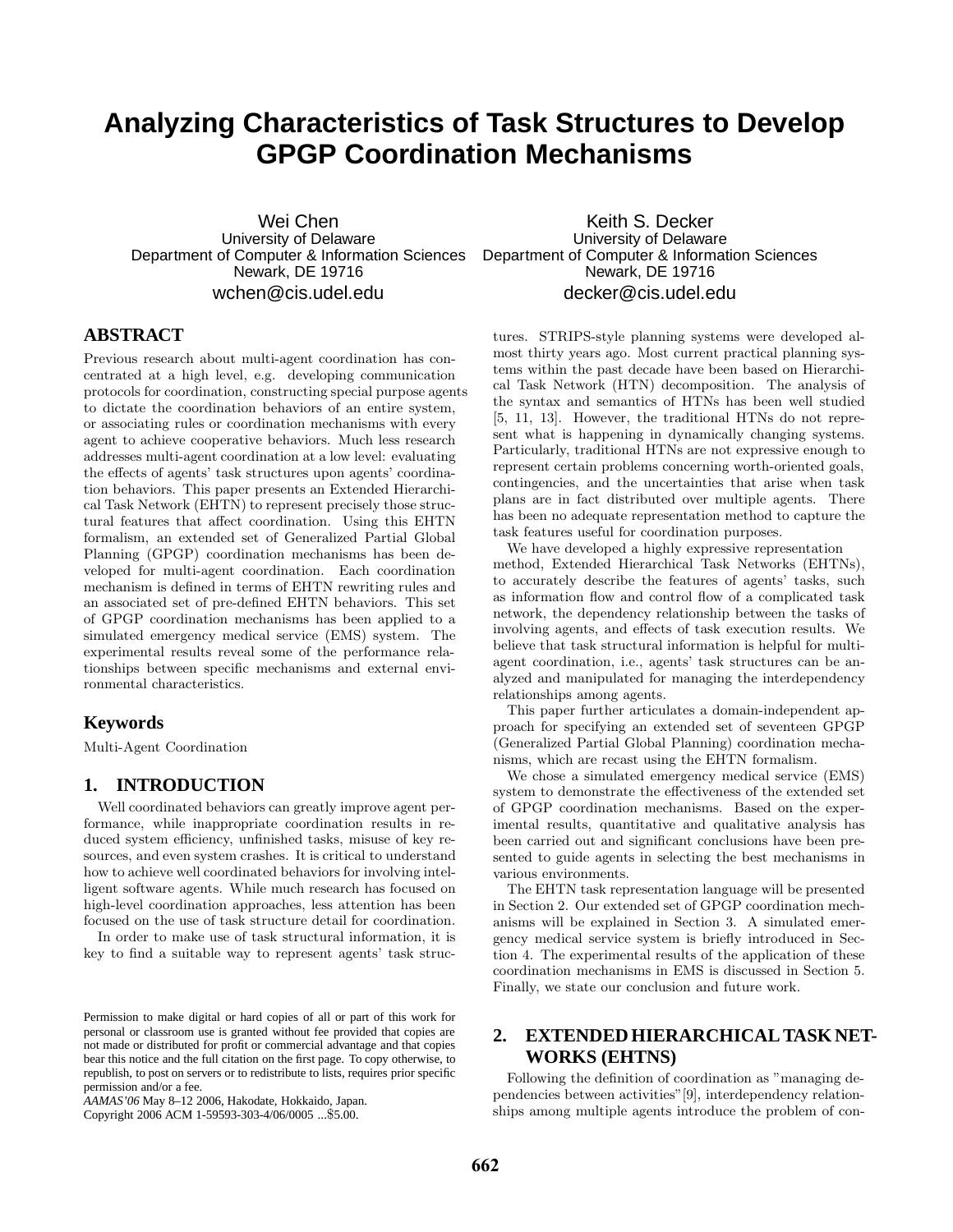# Analyzing Characteristics of Task Structures to Develop GPGP Coordination Mechanisms

Wei Chen
University of Delaware
Department of Computer & Information Sciences
Newark, DE 19716
wchen@cis.udel.edu

Keith S. Decker
University of Delaware
Department of Computer & Information Sciences
Newark, DE 19716
decker@cis.udel.edu

## ABSTRACT

Previous research about multi-agent coordination has concentrated at a high level, e.g. developing communication protocols for coordination, constructing special purpose agents to dictate the coordination behaviors of an entire system, or associating rules or coordination mechanisms with every agent to achieve cooperative behaviors. Much less research addresses multi-agent coordination at a low level: evaluating the effects of agents' task structures upon agents' coordination behaviors. This paper presents an Extended Hierarchical Task Network (EHTN) to represent precisely those structural features that affect coordination. Using this EHTN formalism, an extended set of Generalized Partial Global Planning (GPGP) coordination mechanisms has been developed for multi-agent coordination. Each coordination mechanism is defined in terms of EHTN rewriting rules and an associated set of pre-defined EHTN behaviors. This set of GPGP coordination mechanisms has been applied to a simulated emergency medical service (EMS) system. The experimental results reveal some of the performance relationships between specific mechanisms and external environmental characteristics.

## Keywords

Multi-Agent Coordination

## 1. INTRODUCTION

Well coordinated behaviors can greatly improve agent performance, while inappropriate coordination results in reduced system efficiency, unfinished tasks, misuse of key resources, and even system crashes. It is critical to understand how to achieve well coordinated behaviors for involving intelligent software agents. While much research has focused on high-level coordination approaches, less attention has been focused on the use of task structure detail for coordination.

In order to make use of task structural information, it is key to find a suitable way to represent agents' task structures. STRIPS-style planning systems were developed almost thirty years ago. Most current practical planning systems within the past decade have been based on Hierarchical Task Network (HTN) decomposition. The analysis of the syntax and semantics of HTNs has been well studied [5, 11, 13]. However, the traditional HTNs do not represent what is happening in dynamically changing systems. Particularly, traditional HTNs are not expressive enough to represent certain problems concerning worth-oriented goals, contingencies, and the uncertainties that arise when task plans are in fact distributed over multiple agents. There has been no adequate representation method to capture the task features useful for coordination purposes.

We have developed a highly expressive representation method, Extended Hierarchical Task Networks (EHTNs), to accurately describe the features of agents' tasks, such as information flow and control flow of a complicated task network, the dependency relationship between the tasks of involving agents, and effects of task execution results. We believe that task structural information is helpful for multi-agent coordination, i.e., agents' task structures can be analyzed and manipulated for managing the interdependency relationships among agents.

This paper further articulates a domain-independent approach for specifying an extended set of seventeen GPGP (Generalized Partial Global Planning) coordination mechanisms, which are recast using the EHTN formalism.

We chose a simulated emergency medical service (EMS) system to demonstrate the effectiveness of the extended set of GPGP coordination mechanisms. Based on the experimental results, quantitative and qualitative analysis has been carried out and significant conclusions have been presented to guide agents in selecting the best mechanisms in various environments.

The EHTN task representation language will be presented in Section 2. Our extended set of GPGP coordination mechanisms will be explained in Section 3. A simulated emergency medical service system is briefly introduced in Section 4. The experimental results of the application of these coordination mechanisms in EMS is discussed in Section 5. Finally, we state our conclusion and future work.

## 2. EXTENDED HIERARCHICAL TASK NETWORKS (EHTNS)

Following the definition of coordination as "managing dependencies between activities"[9], interdependency relationships among multiple agents introduce the problem of con-

Permission to make digital or hard copies of all or part of this work for personal or classroom use is granted without fee provided that copies are not made or distributed for profit or commercial advantage and that copies bear this notice and the full citation on the first page. To copy otherwise, to republish, to post on servers or to redistribute to lists, requires prior specific permission and/or a fee.
*AAMAS'06* May 8–12 2006, Hakodate, Hokkaido, Japan.
Copyright 2006 ACM 1-59593-303-4/06/0005 ...$5.00.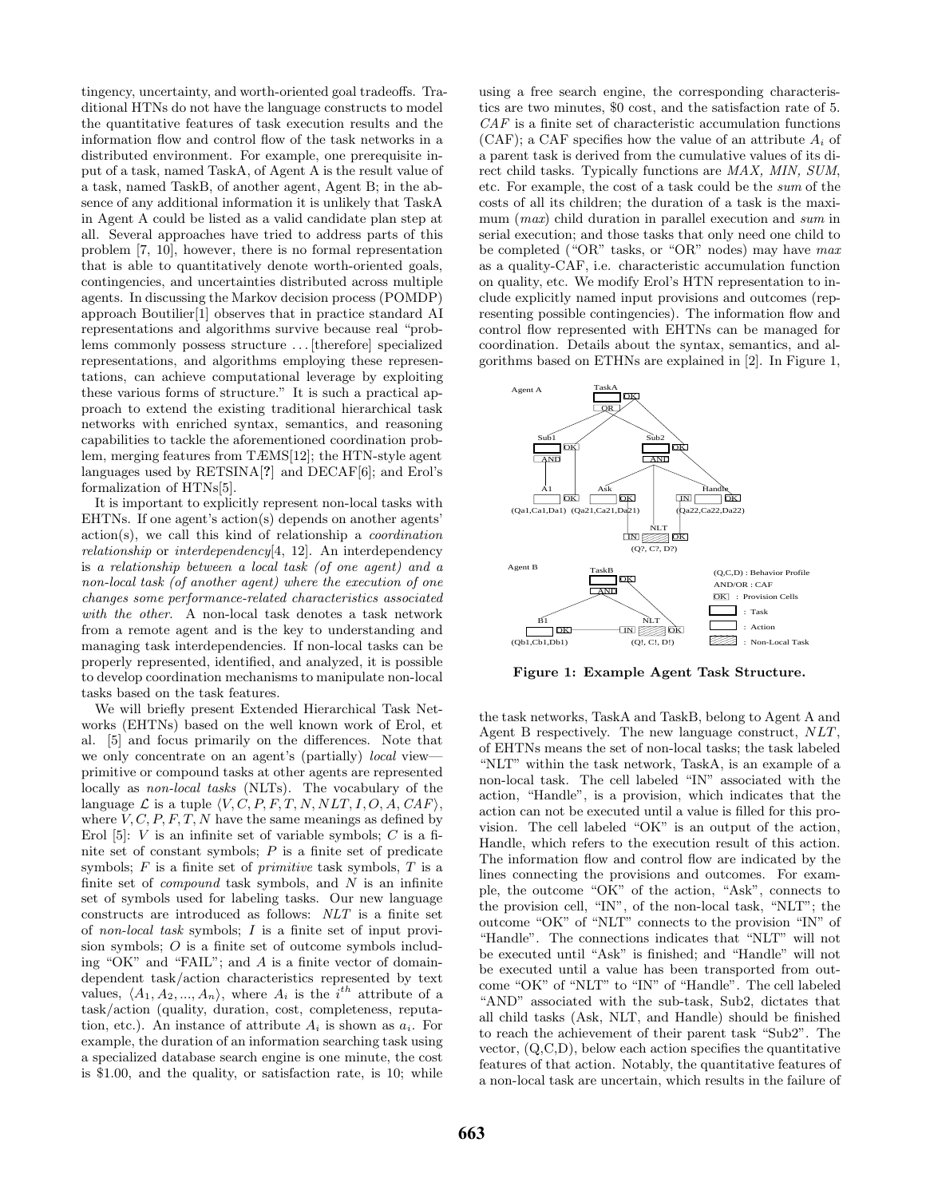tingency, uncertainty, and worth-oriented goal tradeoffs. Traditional HTNs do not have the language constructs to model the quantitative features of task execution results and the information flow and control flow of the task networks in a distributed environment. For example, one prerequisite input of a task, named TaskA, of Agent A is the result value of a task, named TaskB, of another agent, Agent B; in the absence of any additional information it is unlikely that TaskA in Agent A could be listed as a valid candidate plan step at all. Several approaches have tried to address parts of this problem [7, 10], however, there is no formal representation that is able to quantitatively denote worth-oriented goals, contingencies, and uncertainties distributed across multiple agents. In discussing the Markov decision process (POMDP) approach Boutilier[1] observes that in practice standard AI representations and algorithms survive because real "problems commonly possess structure ... [therefore] specialized representations, and algorithms employing these representations, can achieve computational leverage by exploiting these various forms of structure." It is such a practical approach to extend the existing traditional hierarchical task networks with enriched syntax, semantics, and reasoning capabilities to tackle the aforementioned coordination problem, merging features from TÆMS[12]; the HTN-style agent languages used by RETSINA[?] and DECAF[6]; and Erol's formalization of HTNs[5].

It is important to explicitly represent non-local tasks with EHTNs. If one agent's action(s) depends on another agents' action(s), we call this kind of relationship a *coordination relationship* or *interdependency*[4, 12]. An interdependency is *a relationship between a local task (of one agent) and a non-local task (of another agent) where the execution of one changes some performance-related characteristics associated with the other.* A non-local task denotes a task network from a remote agent and is the key to understanding and managing task interdependencies. If non-local tasks can be properly represented, identified, and analyzed, it is possible to develop coordination mechanisms to manipulate non-local tasks based on the task features.

We will briefly present Extended Hierarchical Task Networks (EHTNs) based on the well known work of Erol, et al. [5] and focus primarily on the differences. Note that we only concentrate on an agent's (partially) *local* view—primitive or compound tasks at other agents are represented locally as *non-local tasks* (NLTs). The vocabulary of the language $\mathcal{L}$ is a tuple $\langle V, C, P, F, T, N, NLT, I, O, A, CAF \rangle$, where $V, C, P, F, T, N$ have the same meanings as defined by Erol [5]: $V$ is an infinite set of variable symbols; $C$ is a finite set of constant symbols; $P$ is a finite set of predicate symbols; $F$ is a finite set of *primitive* task symbols, $T$ is a finite set of *compound* task symbols, and $N$ is an infinite set of symbols used for labeling tasks. Our new language constructs are introduced as follows: $NLT$ is a finite set of *non-local task* symbols; $I$ is a finite set of input provision symbols; $O$ is a finite set of outcome symbols including "OK" and "FAIL"; and $A$ is a finite vector of domain-dependent task/action characteristics represented by text values, $\langle A_1, A_2, ..., A_n \rangle$, where $A_i$ is the $i^{th}$ attribute of a task/action (quality, duration, cost, completeness, reputation, etc.). An instance of attribute $A_i$ is shown as $a_i$. For example, the duration of an information searching task using a specialized database search engine is one minute, the cost is \$1.00, and the quality, or satisfaction rate, is 10; while using a free search engine, the corresponding characteristics are two minutes, \$0 cost, and the satisfaction rate of 5. $CAF$ is a finite set of characteristic accumulation functions (CAF); a CAF specifies how the value of an attribute $A_i$ of a parent task is derived from the cumulative values of its direct child tasks. Typically functions are *MAX, MIN, SUM*, etc. For example, the cost of a task could be the *sum* of the costs of all its children; the duration of a task is the maximum (*max*) child duration in parallel execution and *sum* in serial execution; and those tasks that only need one child to be completed ("OR" tasks, or "OR" nodes) may have *max* as a quality-CAF, i.e. characteristic accumulation function on quality, etc. We modify Erol's HTN representation to include explicitly named input provisions and outcomes (representing possible contingencies). The information flow and control flow represented with EHTNs can be managed for coordination. Details about the syntax, semantics, and algorithms based on ETHNs are explained in [2]. In Figure 1,

**Figure 1: Example Agent Task Structure.**

the task networks, TaskA and TaskB, belong to Agent A and Agent B respectively. The new language construct, $NLT$, of EHTNs means the set of non-local tasks; the task labeled "NLT" within the task network, TaskA, is an example of a non-local task. The cell labeled "IN" associated with the action, "Handle", is a provision, which indicates that the action can not be executed until a value is filled for this provision. The cell labeled "OK" is an output of the action, Handle, which refers to the execution result of this action. The information flow and control flow are indicated by the lines connecting the provisions and outcomes. For example, the outcome "OK" of the action, "Ask", connects to the provision cell, "IN", of the non-local task, "NLT"; the outcome "OK" of "NLT" connects to the provision "IN" of "Handle". The connections indicates that "NLT" will not be executed until "Ask" is finished; and "Handle" will not be executed until a value has been transported from outcome "OK" of "NLT" to "IN" of "Handle". The cell labeled "AND" associated with the sub-task, Sub2, dictates that all child tasks (Ask, NLT, and Handle) should be finished to reach the achievement of their parent task "Sub2". The vector, (Q,C,D), below each action specifies the quantitative features of that action. Notably, the quantitative features of a non-local task are uncertain, which results in the failure of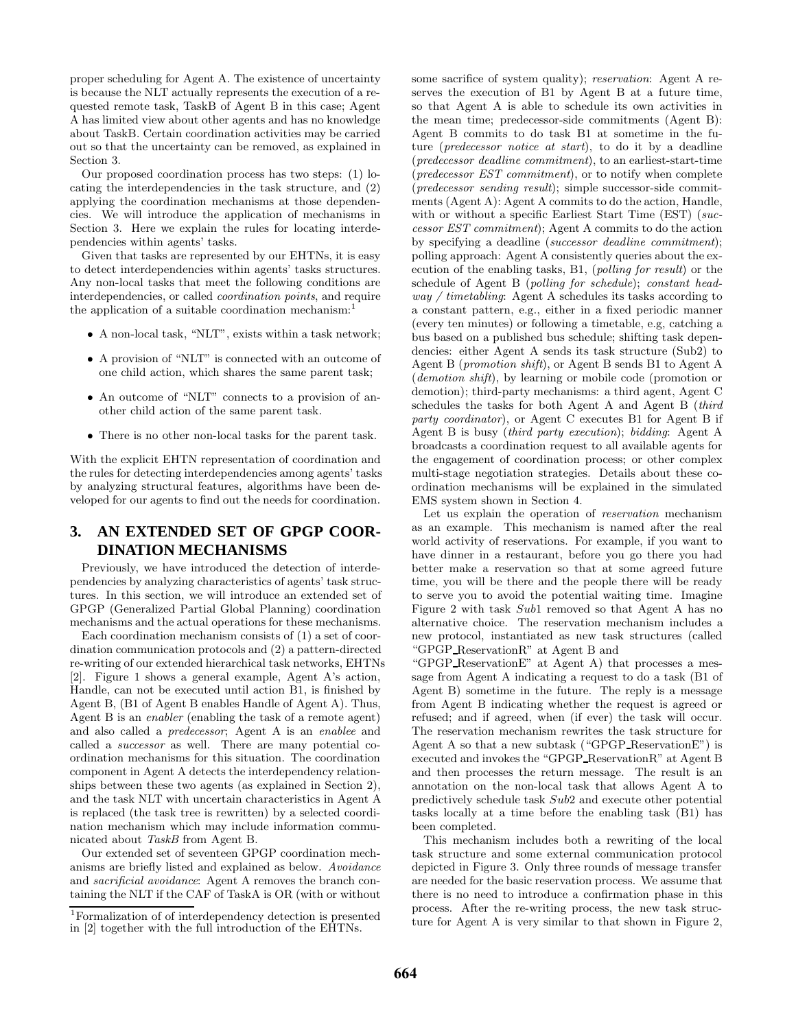proper scheduling for Agent A. The existence of uncertainty is because the NLT actually represents the execution of a requested remote task, TaskB of Agent B in this case; Agent A has limited view about other agents and has no knowledge about TaskB. Certain coordination activities may be carried out so that the uncertainty can be removed, as explained in Section 3.

Our proposed coordination process has two steps: (1) locating the interdependencies in the task structure, and (2) applying the coordination mechanisms at those dependencies. We will introduce the application of mechanisms in Section 3. Here we explain the rules for locating interdependencies within agents' tasks.

Given that tasks are represented by our EHTNs, it is easy to detect interdependencies within agents' tasks structures. Any non-local tasks that meet the following conditions are interdependencies, or called *coordination points*, and require the application of a suitable coordination mechanism:[1]

- A non-local task, "NLT", exists within a task network;
- A provision of "NLT" is connected with an outcome of one child action, which shares the same parent task;
- An outcome of "NLT" connects to a provision of another child action of the same parent task.
- There is no other non-local tasks for the parent task.

With the explicit EHTN representation of coordination and the rules for detecting interdependencies among agents' tasks by analyzing structural features, algorithms have been developed for our agents to find out the needs for coordination.

## 3. AN EXTENDED SET OF GPGP COORDINATION MECHANISMS

Previously, we have introduced the detection of interdependencies by analyzing characteristics of agents' task structures. In this section, we will introduce an extended set of GPGP (Generalized Partial Global Planning) coordination mechanisms and the actual operations for these mechanisms.

Each coordination mechanism consists of (1) a set of coordination communication protocols and (2) a pattern-directed re-writing of our extended hierarchical task networks, EHTNs [2]. Figure 1 shows a general example, Agent A's action, Handle, can not be executed until action B1, is finished by Agent B, (B1 of Agent B enables Handle of Agent A). Thus, Agent B is an *enabler* (enabling the task of a remote agent) and also called a *predecessor*; Agent A is an *enablee* and called a *successor* as well. There are many potential coordination mechanisms for this situation. The coordination component in Agent A detects the interdependency relationships between these two agents (as explained in Section 2), and the task NLT with uncertain characteristics in Agent A is replaced (the task tree is rewritten) by a selected coordination mechanism which may include information communicated about *TaskB* from Agent B.

Our extended set of seventeen GPGP coordination mechanisms are briefly listed and explained as below. *Avoidance* and *sacrificial avoidance*: Agent A removes the branch containing the NLT if the CAF of TaskA is OR (with or without some sacrifice of system quality); *reservation*: Agent A reserves the execution of B1 by Agent B at a future time, so that Agent A is able to schedule its own activities in the mean time; predecessor-side commitments (Agent B): Agent B commits to do task B1 at sometime in the future (*predecessor notice at start*), to do it by a deadline (*predecessor deadline commitment*), to an earliest-start-time (*predecessor EST commitment*), or to notify when complete (*predecessor sending result*); simple successor-side commitments (Agent A): Agent A commits to do the action, Handle, with or without a specific Earliest Start Time (EST) (*successor EST commitment*); Agent A commits to do the action by specifying a deadline (*successor deadline commitment*); polling approach: Agent A consistently queries about the execution of the enabling tasks, B1, (*polling for result*) or the schedule of Agent B (*polling for schedule*); *constant headway / timetabling*: Agent A schedules its tasks according to a constant pattern, e.g., either in a fixed periodic manner (every ten minutes) or following a timetable, e.g, catching a bus based on a published bus schedule; shifting task dependencies: either Agent A sends its task structure (Sub2) to Agent B (*promotion shift*), or Agent B sends B1 to Agent A (*demotion shift*), by learning or mobile code (promotion or demotion); third-party mechanisms: a third agent, Agent C schedules the tasks for both Agent A and Agent B (*third party coordinator*), or Agent C executes B1 for Agent B if Agent B is busy (*third party execution*); *bidding*: Agent A broadcasts a coordination request to all available agents for the engagement of coordination process; or other complex multi-stage negotiation strategies. Details about these coordination mechanisms will be explained in the simulated EMS system shown in Section 4.

Let us explain the operation of *reservation* mechanism as an example. This mechanism is named after the real world activity of reservations. For example, if you want to have dinner in a restaurant, before you go there you had better make a reservation so that at some agreed future time, you will be there and the people there will be ready to serve you to avoid the potential waiting time. Imagine Figure 2 with task *Sub*1 removed so that Agent A has no alternative choice. The reservation mechanism includes a new protocol, instantiated as new task structures (called "GPGP_ReservationR" at Agent B and "GPGP_ReservationE" at Agent A) that processes a message from Agent A indicating a request to do a task (B1 of Agent B) sometime in the future. The reply is a message from Agent B indicating whether the request is agreed or refused; and if agreed, when (if ever) the task will occur. The reservation mechanism rewrites the task structure for Agent A so that a new subtask ("GPGP_ReservationE") is executed and invokes the "GPGP_ReservationR" at Agent B and then processes the return message. The result is an annotation on the non-local task that allows Agent A to predictively schedule task *Sub*2 and execute other potential tasks locally at a time before the enabling task (B1) has been completed.

This mechanism includes both a rewriting of the local task structure and some external communication protocol depicted in Figure 3. Only three rounds of message transfer are needed for the basic reservation process. We assume that there is no need to introduce a confirmation phase in this process. After the re-writing process, the new task structure for Agent A is very similar to that shown in Figure 2,

[1] Formalization of of interdependency detection is presented in [2] together with the full introduction of the EHTNs.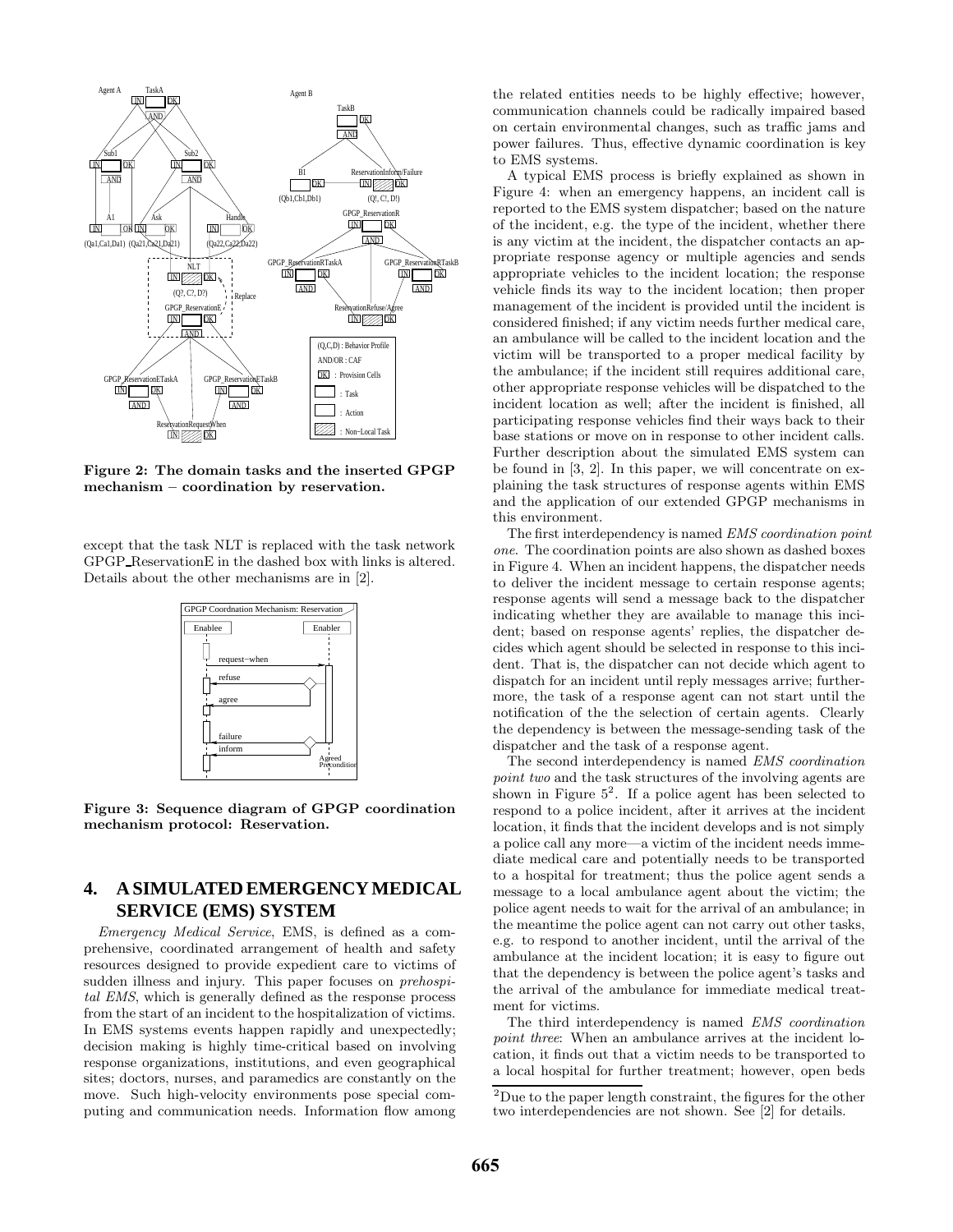**Figure 2: The domain tasks and the inserted GPGP mechanism – coordination by reservation.**

except that the task NLT is replaced with the task network GPGP_ReservationE in the dashed box with links is altered. Details about the other mechanisms are in [2].

**Figure 3: Sequence diagram of GPGP coordination mechanism protocol: Reservation.**

# 4. A SIMULATED EMERGENCY MEDICAL SERVICE (EMS) SYSTEM

*Emergency Medical Service*, EMS, is defined as a comprehensive, coordinated arrangement of health and safety resources designed to provide expedient care to victims of sudden illness and injury. This paper focuses on *prehospital EMS*, which is generally defined as the response process from the start of an incident to the hospitalization of victims. In EMS systems events happen rapidly and unexpectedly; decision making is highly time-critical based on involving response organizations, institutions, and even geographical sites; doctors, nurses, and paramedics are constantly on the move. Such high-velocity environments pose special computing and communication needs. Information flow among the related entities needs to be highly effective; however, communication channels could be radically impaired based on certain environmental changes, such as traffic jams and power failures. Thus, effective dynamic coordination is key to EMS systems.

A typical EMS process is briefly explained as shown in Figure 4: when an emergency happens, an incident call is reported to the EMS system dispatcher; based on the nature of the incident, e.g. the type of the incident, whether there is any victim at the incident, the dispatcher contacts an appropriate response agency or multiple agencies and sends appropriate vehicles to the incident location; the response vehicle finds its way to the incident location; then proper management of the incident is provided until the incident is considered finished; if any victim needs further medical care, an ambulance will be called to the incident location and the victim will be transported to a proper medical facility by the ambulance; if the incident still requires additional care, other appropriate response vehicles will be dispatched to the incident location as well; after the incident is finished, all participating response vehicles find their ways back to their base stations or move on in response to other incident calls. Further description about the simulated EMS system can be found in [3, 2]. In this paper, we will concentrate on explaining the task structures of response agents within EMS and the application of our extended GPGP mechanisms in this environment.

The first interdependency is named *EMS coordination point one*. The coordination points are also shown as dashed boxes in Figure 4. When an incident happens, the dispatcher needs to deliver the incident message to certain response agents; response agents will send a message back to the dispatcher indicating whether they are available to manage this incident; based on response agents' replies, the dispatcher decides which agent should be selected in response to this incident. That is, the dispatcher can not decide which agent to dispatch for an incident until reply messages arrive; furthermore, the task of a response agent can not start until the notification of the the selection of certain agents. Clearly the dependency is between the message-sending task of the dispatcher and the task of a response agent.

The second interdependency is named *EMS coordination point two* and the task structures of the involving agents are shown in Figure 5[2]. If a police agent has been selected to respond to a police incident, after it arrives at the incident location, it finds that the incident develops and is not simply a police call any more—a victim of the incident needs immediate medical care and potentially needs to be transported to a hospital for treatment; thus the police agent sends a message to a local ambulance agent about the victim; the police agent needs to wait for the arrival of an ambulance; in the meantime the police agent can not carry out other tasks, e.g. to respond to another incident, until the arrival of the ambulance at the incident location; it is easy to figure out that the dependency is between the police agent's tasks and the arrival of the ambulance for immediate medical treatment for victims.

The third interdependency is named *EMS coordination point three*: When an ambulance arrives at the incident location, it finds out that a victim needs to be transported to a local hospital for further treatment; however, open beds

[2] Due to the paper length constraint, the figures for the other two interdependencies are not shown. See [2] for details.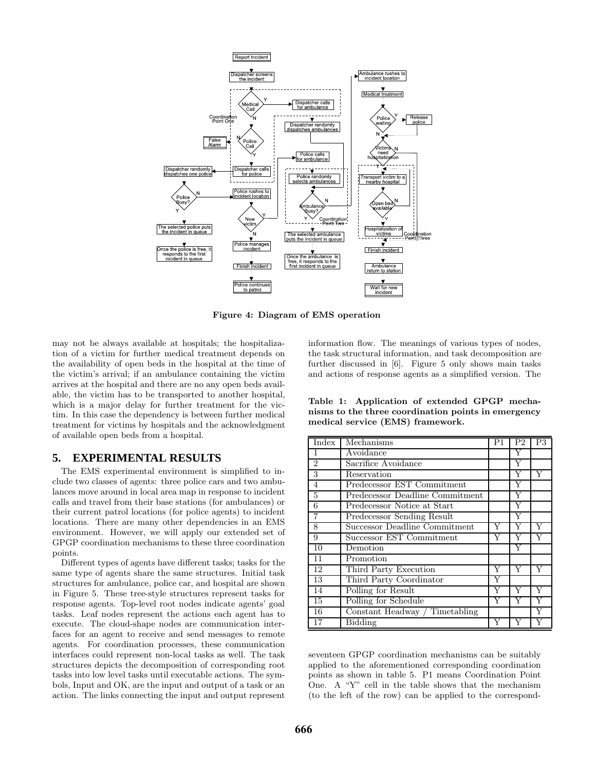Figure 4: Diagram of EMS operation

may not be always available at hospitals; the hospitalization of a victim for further medical treatment depends on the availability of open beds in the hospital at the time of the victim's arrival; if an ambulance containing the victim arrives at the hospital and there are no any open beds available, the victim has to be transported to another hospital, which is a major delay for further treatment for the victim. In this case the dependency is between further medical treatment for victims by hospitals and the acknowledgment of available open beds from a hospital.

## 5. EXPERIMENTAL RESULTS

The EMS experimental environment is simplified to include two classes of agents: three police cars and two ambulances move around in local area map in response to incident calls and travel from their base stations (for ambulances) or their current patrol locations (for police agents) to incident locations. There are many other dependencies in an EMS environment. However, we will apply our extended set of GPGP coordination mechanisms to these three coordination points.

Different types of agents have different tasks; tasks for the same type of agents share the same structures. Initial task structures for ambulance, police car, and hospital are shown in Figure 5. These tree-style structures represent tasks for response agents. Top-level root nodes indicate agents' goal tasks. Leaf nodes represent the actions each agent has to execute. The cloud-shape nodes are communication interfaces for an agent to receive and send messages to remote agents. For coordination processes, these communication interfaces could represent non-local tasks as well. The task structures depicts the decomposition of corresponding root tasks into low level tasks until executable actions. The symbols, Input and OK, are the input and output of a task or an action. The links connecting the input and output represent information flow. The meanings of various types of nodes, the task structural information, and task decomposition are further discussed in [6]. Figure 5 only shows main tasks and actions of response agents as a simplified version. The

**Table 1: Application of extended GPGP mechanisms to the three coordination points in emergency medical service (EMS) framework.**

| Index | Mechanisms | P1 | P2 | P3 |
|---|---|---|---|---|
| 1 | Avoidance | | Y | |
| 2 | Sacrifice Avoidance | | Y | |
| 3 | Reservation | | Y | Y |
| 4 | Predecessor EST Commitment | | Y | |
| 5 | Predecessor Deadline Commitment | | Y | |
| 6 | Predecessor Notice at Start | | Y | |
| 7 | Predecessor Sending Result | | Y | |
| 8 | Successor Deadline Commitment | Y | Y | Y |
| 9 | Successor EST Commitment | Y | Y | Y |
| 10 | Demotion | | Y | |
| 11 | Promotion | | | |
| 12 | Third Party Execution | Y | Y | Y |
| 13 | Third Party Coordinator | Y | | |
| 14 | Polling for Result | Y | Y | Y |
| 15 | Polling for Schedule | Y | Y | Y |
| 16 | Constant Headway / Timetabling | | | Y |
| 17 | Bidding | Y | Y | Y |

seventeen GPGP coordination mechanisms can be suitably applied to the aforementioned corresponding coordination points as shown in table 5. P1 means Coordination Point One. A "Y" cell in the table shows that the mechanism (to the left of the row) can be applied to the correspond-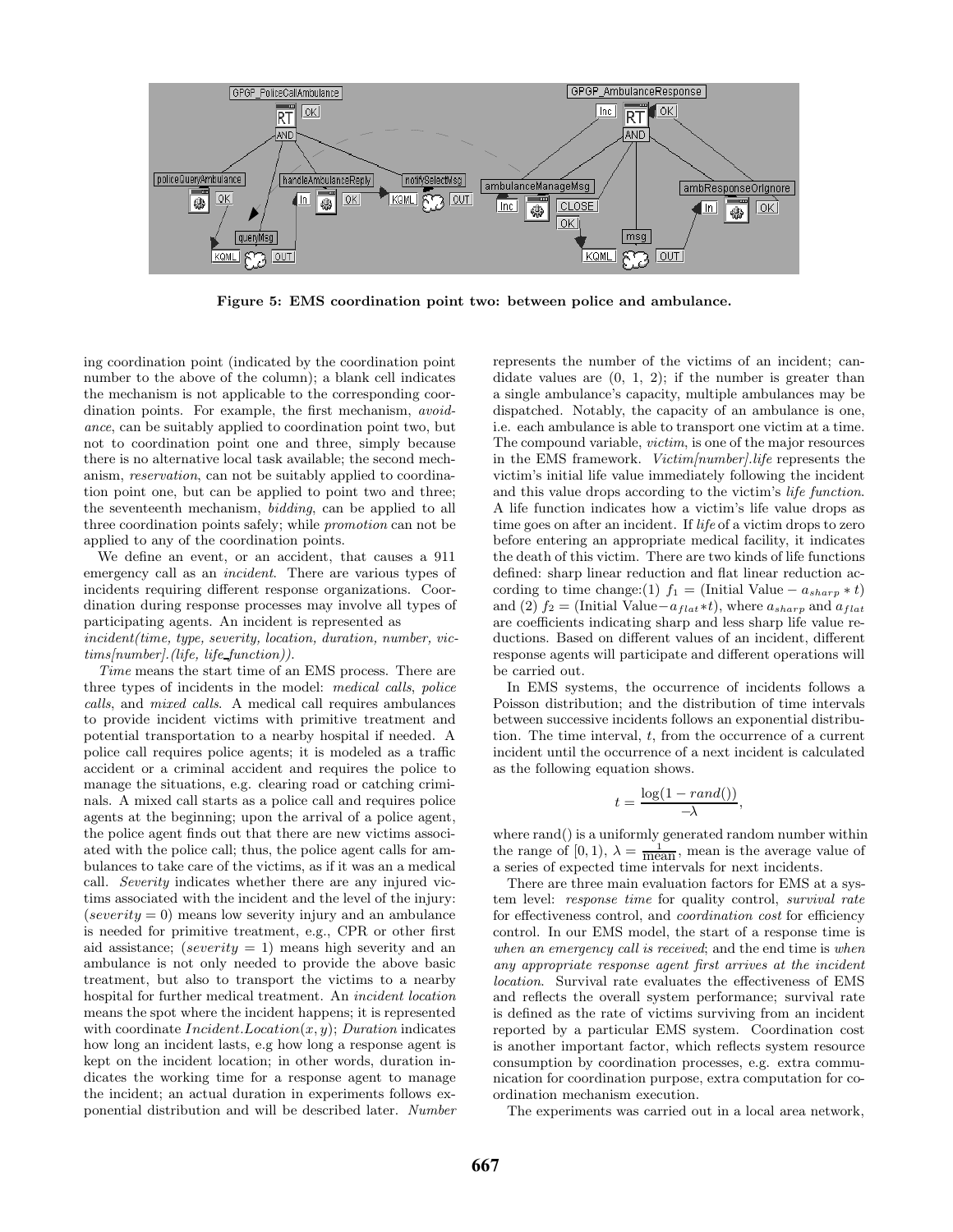Figure 5: EMS coordination point two: between police and ambulance.

ing coordination point (indicated by the coordination point number to the above of the column); a blank cell indicates the mechanism is not applicable to the corresponding coordination points. For example, the first mechanism, *avoidance*, can be suitably applied to coordination point two, but not to coordination point one and three, simply because there is no alternative local task available; the second mechanism, *reservation*, can not be suitably applied to coordination point one, but can be applied to point two and three; the seventeenth mechanism, *bidding*, can be applied to all three coordination points safely; while *promotion* can not be applied to any of the coordination points.

We define an event, or an accident, that causes a 911 emergency call as an *incident*. There are various types of incidents requiring different response organizations. Coordination during response processes may involve all types of participating agents. An incident is represented as *incident(time, type, severity, location, duration, number, victims[number].(life, life_function))*.

*Time* means the start time of an EMS process. There are three types of incidents in the model: *medical calls*, *police calls*, and *mixed calls*. A medical call requires ambulances to provide incident victims with primitive treatment and potential transportation to a nearby hospital if needed. A police call requires police agents; it is modeled as a traffic accident or a criminal accident and requires the police to manage the situations, e.g. clearing road or catching criminals. A mixed call starts as a police call and requires police agents at the beginning; upon the arrival of a police agent, the police agent finds out that there are new victims associated with the police call; thus, the police agent calls for ambulances to take care of the victims, as if it was an a medical call. *Severity* indicates whether there are any injured victims associated with the incident and the level of the injury: ($severity = 0$) means low severity injury and an ambulance is needed for primitive treatment, e.g., CPR or other first aid assistance; ($severity = 1$) means high severity and an ambulance is not only needed to provide the above basic treatment, but also to transport the victims to a nearby hospital for further medical treatment. An *incident location* means the spot where the incident happens; it is represented with coordinate $Incident.Location(x, y)$; *Duration* indicates how long an incident lasts, e.g how long a response agent is kept on the incident location; in other words, duration indicates the working time for a response agent to manage the incident; an actual duration in experiments follows exponential distribution and will be described later. *Number* represents the number of the victims of an incident; candidate values are (0, 1, 2); if the number is greater than a single ambulance's capacity, multiple ambulances may be dispatched. Notably, the capacity of an ambulance is one, i.e. each ambulance is able to transport one victim at a time. The compound variable, *victim*, is one of the major resources in the EMS framework. *Victim[number].life* represents the victim's initial life value immediately following the incident and this value drops according to the victim's *life function*. A life function indicates how a victim's life value drops as time goes on after an incident. If *life* of a victim drops to zero before entering an appropriate medical facility, it indicates the death of this victim. There are two kinds of life functions defined: sharp linear reduction and flat linear reduction according to time change:(1) $f_1 =$ (Initial Value $- a_{sharp} * t$) and (2) $f_2 =$ (Initial Value$- a_{flat} * t$), where $a_{sharp}$ and $a_{flat}$ are coefficients indicating sharp and less sharp life value reductions. Based on different values of an incident, different response agents will participate and different operations will be carried out.

In EMS systems, the occurrence of incidents follows a Poisson distribution; and the distribution of time intervals between successive incidents follows an exponential distribution. The time interval, $t$, from the occurrence of a current incident until the occurrence of a next incident is calculated as the following equation shows.

$$t = \frac{\log(1 - rand())}{-\lambda},$$

where rand() is a uniformly generated random number within the range of $[0, 1)$, $\lambda = \frac{1}{\text{mean}}$, mean is the average value of a series of expected time intervals for next incidents.

There are three main evaluation factors for EMS at a system level: *response time* for quality control, *survival rate* for effectiveness control, and *coordination cost* for efficiency control. In our EMS model, the start of a response time is *when an emergency call is received*; and the end time is *when any appropriate response agent first arrives at the incident location*. Survival rate evaluates the effectiveness of EMS and reflects the overall system performance; survival rate is defined as the rate of victims surviving from an incident reported by a particular EMS system. Coordination cost is another important factor, which reflects system resource consumption by coordination processes, e.g. extra communication for coordination purpose, extra computation for coordination mechanism execution.

The experiments was carried out in a local area network,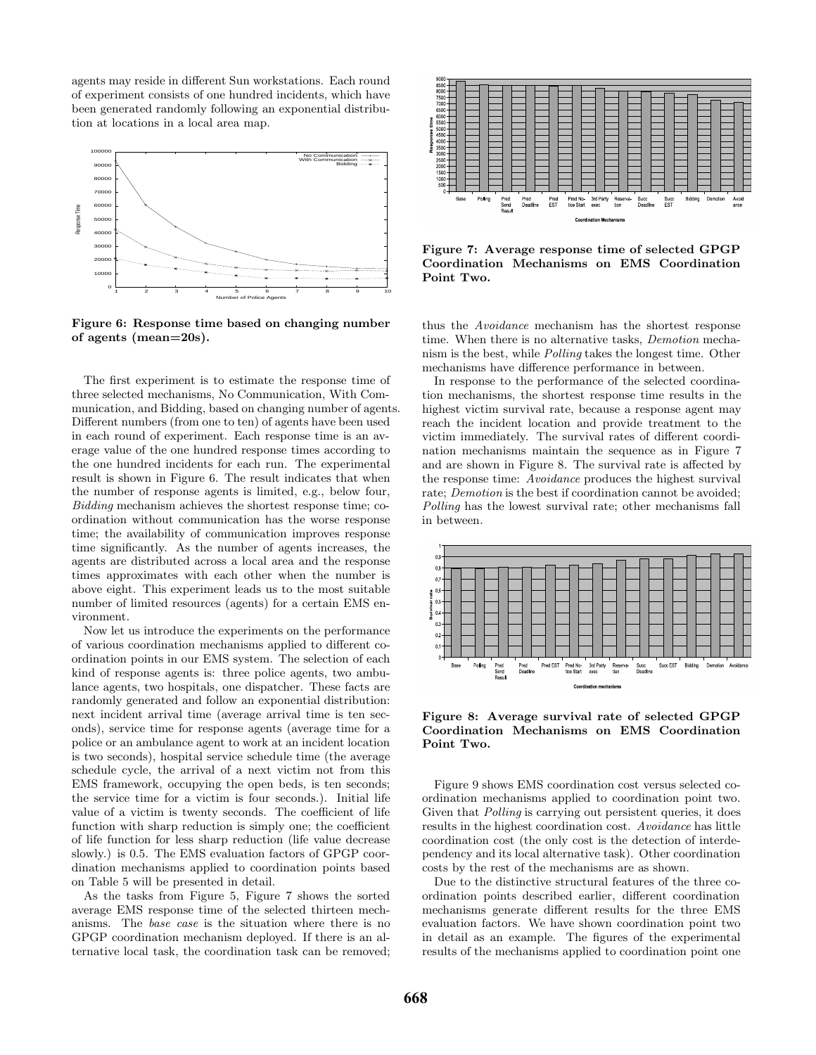agents may reside in different Sun workstations. Each round of experiment consists of one hundred incidents, which have been generated randomly following an exponential distribution at locations in a local area map.

**Figure 6: Response time based on changing number of agents (mean=20s).**

The first experiment is to estimate the response time of three selected mechanisms, No Communication, With Communication, and Bidding, based on changing number of agents. Different numbers (from one to ten) of agents have been used in each round of experiment. Each response time is an average value of the one hundred response times according to the one hundred incidents for each run. The experimental result is shown in Figure 6. The result indicates that when the number of response agents is limited, e.g., below four, *Bidding* mechanism achieves the shortest response time; coordination without communication has the worse response time; the availability of communication improves response time significantly. As the number of agents increases, the agents are distributed across a local area and the response times approximates with each other when the number is above eight. This experiment leads us to the most suitable number of limited resources (agents) for a certain EMS environment.

Now let us introduce the experiments on the performance of various coordination mechanisms applied to different coordination points in our EMS system. The selection of each kind of response agents is: three police agents, two ambulance agents, two hospitals, one dispatcher. These facts are randomly generated and follow an exponential distribution: next incident arrival time (average arrival time is ten seconds), service time for response agents (average time for a police or an ambulance agent to work at an incident location is two seconds), hospital service schedule time (the average schedule cycle, the arrival of a next victim not from this EMS framework, occupying the open beds, is ten seconds; the service time for a victim is four seconds.). Initial life value of a victim is twenty seconds. The coefficient of life function with sharp reduction is simply one; the coefficient of life function for less sharp reduction (life value decrease slowly.) is 0.5. The EMS evaluation factors of GPGP coordination mechanisms applied to coordination points based on Table 5 will be presented in detail.

As the tasks from Figure 5, Figure 7 shows the sorted average EMS response time of the selected thirteen mechanisms. The *base case* is the situation where there is no GPGP coordination mechanism deployed. If there is an alternative local task, the coordination task can be removed; thus the *Avoidance* mechanism has the shortest response time. When there is no alternative tasks, *Demotion* mechanism is the best, while *Polling* takes the longest time. Other mechanisms have difference performance in between.

**Figure 7: Average response time of selected GPGP Coordination Mechanisms on EMS Coordination Point Two.**

In response to the performance of the selected coordination mechanisms, the shortest response time results in the highest victim survival rate, because a response agent may reach the incident location and provide treatment to the victim immediately. The survival rates of different coordination mechanisms maintain the sequence as in Figure 7 and are shown in Figure 8. The survival rate is affected by the response time: *Avoidance* produces the highest survival rate; *Demotion* is the best if coordination cannot be avoided; *Polling* has the lowest survival rate; other mechanisms fall in between.

**Figure 8: Average survival rate of selected GPGP Coordination Mechanisms on EMS Coordination Point Two.**

Figure 9 shows EMS coordination cost versus selected coordination mechanisms applied to coordination point two. Given that *Polling* is carrying out persistent queries, it does results in the highest coordination cost. *Avoidance* has little coordination cost (the only cost is the detection of interdependency and its local alternative task). Other coordination costs by the rest of the mechanisms are as shown.

Due to the distinctive structural features of the three coordination points described earlier, different coordination mechanisms generate different results for the three EMS evaluation factors. We have shown coordination point two in detail as an example. The figures of the experimental results of the mechanisms applied to coordination point one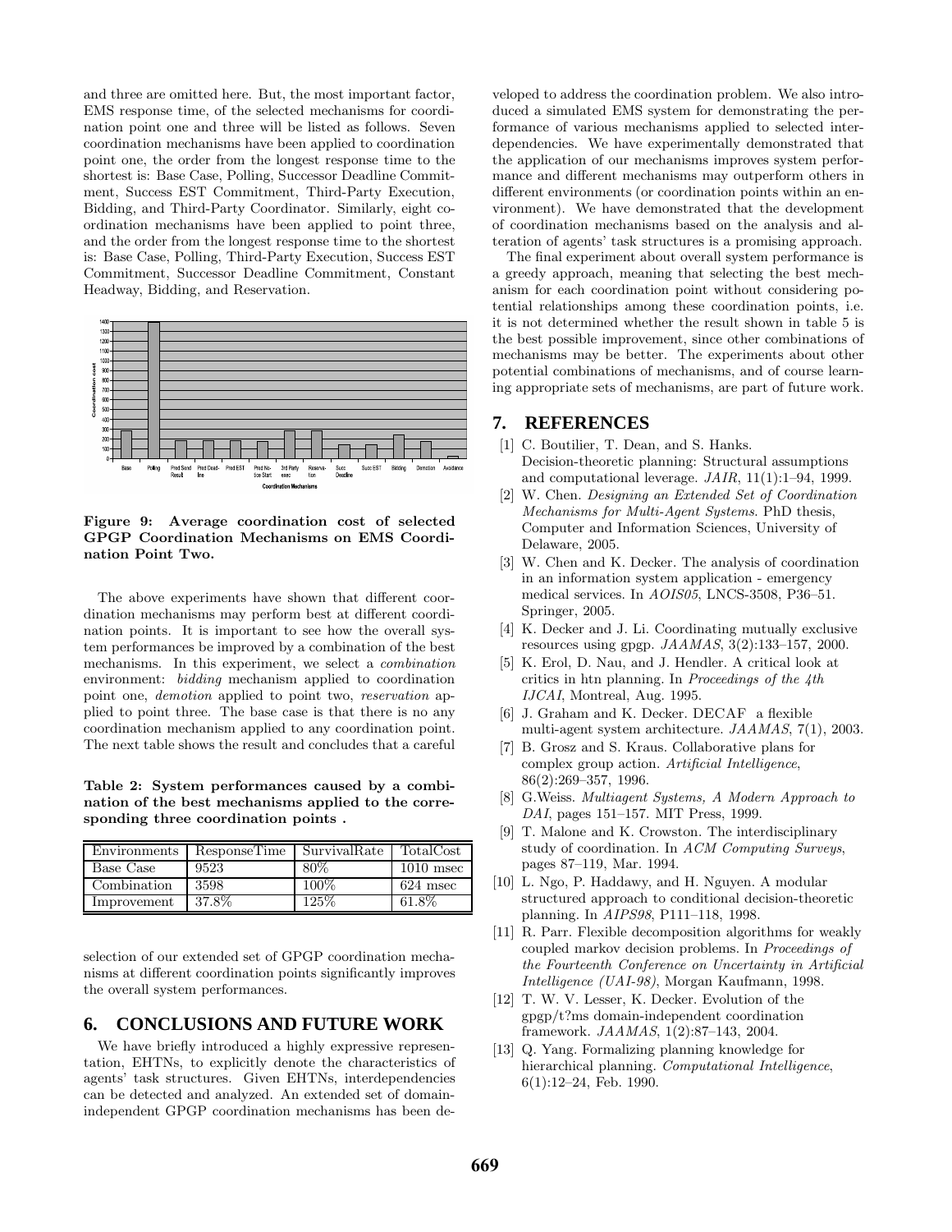and three are omitted here. But, the most important factor, EMS response time, of the selected mechanisms for coordination point one and three will be listed as follows. Seven coordination mechanisms have been applied to coordination point one, the order from the longest response time to the shortest is: Base Case, Polling, Successor Deadline Commitment, Success EST Commitment, Third-Party Execution, Bidding, and Third-Party Coordinator. Similarly, eight coordination mechanisms have been applied to point three, and the order from the longest response time to the shortest is: Base Case, Polling, Third-Party Execution, Success EST Commitment, Successor Deadline Commitment, Constant Headway, Bidding, and Reservation.

Coordination cost

1400
1300
1200
1100
1000
900
800
700
600
500
400
300
200
100
0

Base
Polling
Pred Send Result
Pred Deadline
Pred EST
Pred Notice Start
3rd Party exec
Reservation
Succ Deadline
Succ EST
Bidding
Demotion
Avoidance

Coordination Mechanisms

**Figure 9: Average coordination cost of selected GPGP Coordination Mechanisms on EMS Coordination Point Two.**

The above experiments have shown that different coordination mechanisms may perform best at different coordination points. It is important to see how the overall system performances be improved by a combination of the best mechanisms. In this experiment, we select a *combination* environment: *bidding* mechanism applied to coordination point one, *demotion* applied to point two, *reservation* applied to point three. The base case is that there is no any coordination mechanism applied to any coordination point. The next table shows the result and concludes that a careful selection of our extended set of GPGP coordination mechanisms at different coordination points significantly improves the overall system performances.

**Table 2: System performances caused by a combination of the best mechanisms applied to the corresponding three coordination points .**

| Environments | ResponseTime | SurvivalRate | TotalCost |
|---|---|---|---|
| Base Case | 9523 | 80% | 1010 msec |
| Combination | 3598 | 100% | 624 msec |
| Improvement | 37.8% | 125% | 61.8% |

## 6. CONCLUSIONS AND FUTURE WORK

We have briefly introduced a highly expressive representation, EHTNs, to explicitly denote the characteristics of agents' task structures. Given EHTNs, interdependencies can be detected and analyzed. An extended set of domain-independent GPGP coordination mechanisms has been developed to address the coordination problem. We also introduced a simulated EMS system for demonstrating the performance of various mechanisms applied to selected interdependencies. We have experimentally demonstrated that the application of our mechanisms improves system performance and different mechanisms may outperform others in different environments (or coordination points within an environment). We have demonstrated that the development of coordination mechanisms based on the analysis and alteration of agents' task structures is a promising approach.

The final experiment about overall system performance is a greedy approach, meaning that selecting the best mechanism for each coordination point without considering potential relationships among these coordination points, i.e. it is not determined whether the result shown in table 5 is the best possible improvement, since other combinations of mechanisms may be better. The experiments about other potential combinations of mechanisms, and of course learning appropriate sets of mechanisms, are part of future work.

## 7. REFERENCES

[1] C. Boutilier, T. Dean, and S. Hanks. Decision-theoretic planning: Structural assumptions and computational leverage. *JAIR*, 11(1):1–94, 1999.

[2] W. Chen. *Designing an Extended Set of Coordination Mechanisms for Multi-Agent Systems*. PhD thesis, Computer and Information Sciences, University of Delaware, 2005.

[3] W. Chen and K. Decker. The analysis of coordination in an information system application - emergency medical services. In *AOIS05*, LNCS-3508, P36–51. Springer, 2005.

[4] K. Decker and J. Li. Coordinating mutually exclusive resources using gpgp. *JAAMAS*, 3(2):133–157, 2000.

[5] K. Erol, D. Nau, and J. Hendler. A critical look at critics in htn planning. In *Proceedings of the 4th IJCAI*, Montreal, Aug. 1995.

[6] J. Graham and K. Decker. DECAF a flexible multi-agent system architecture. *JAAMAS*, 7(1), 2003.

[7] B. Grosz and S. Kraus. Collaborative plans for complex group action. *Artificial Intelligence*, 86(2):269–357, 1996.

[8] G.Weiss. *Multiagent Systems, A Modern Approach to DAI*, pages 151–157. MIT Press, 1999.

[9] T. Malone and K. Crowston. The interdisciplinary study of coordination. In *ACM Computing Surveys*, pages 87–119, Mar. 1994.

[10] L. Ngo, P. Haddawy, and H. Nguyen. A modular structured approach to conditional decision-theoretic planning. In *AIPS98*, P111–118, 1998.

[11] R. Parr. Flexible decomposition algorithms for weakly coupled markov decision problems. In *Proceedings of the Fourteenth Conference on Uncertainty in Artificial Intelligence (UAI-98)*, Morgan Kaufmann, 1998.

[12] T. W. V. Lesser, K. Decker. Evolution of the gpgp/t?ms domain-independent coordination framework. *JAAMAS*, 1(2):87–143, 2004.

[13] Q. Yang. Formalizing planning knowledge for hierarchical planning. *Computational Intelligence*, 6(1):12–24, Feb. 1990.